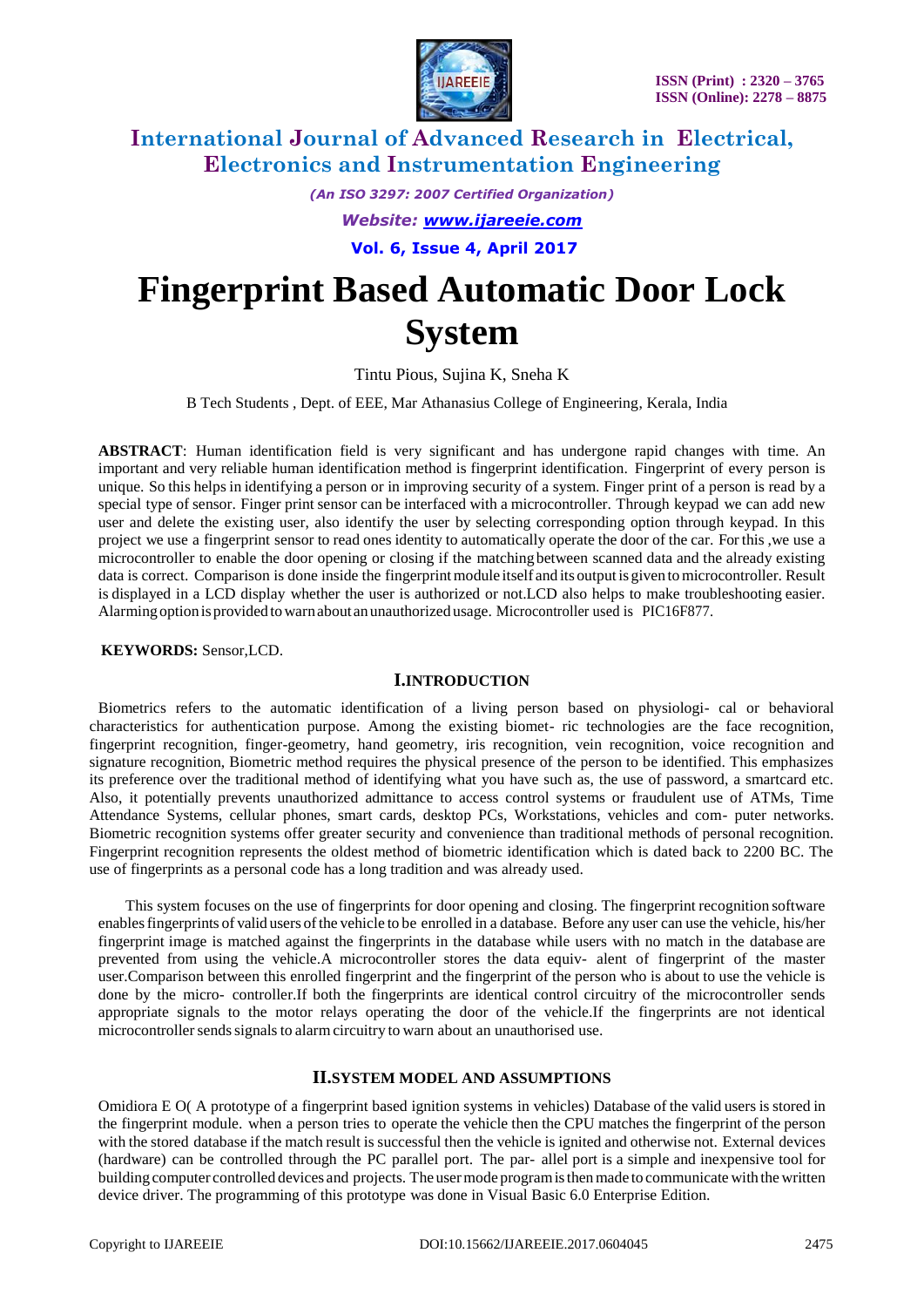# Fingerprint Based Automatic Door Lock System

Tintu Pious, Sujina K, Sneha K

B Tech Students , Dept. of EEE, Mar Athanasius College of Engineering, Kerala, India

**ABSTRACT**: Human identification field is very significant and has undergone rapid changes with time. An important and very reliable human identification method is fingerprint identification. Fingerprint of every person is unique. So this helps in identifying a person or in improving security of a system. Finger print of a person is read by a special type of sensor. Finger print sensor can be interfaced with a microcontroller. Through keypad we can add new user and delete the existing user, also identify the user by selecting corresponding option through keypad. In this project we use a fingerprint sensor to read ones identity to automatically operate the door of the car. For this ,we use a microcontroller to enable the door opening or closing if the matching between scanned data and the already existing data is correct. Comparison is done inside the fingerprint module itself and its output is given to microcontroller. Result is displayed in a LCD display whether the user is authorized or not.LCD also helps to make troubleshooting easier. Alarming option is provided to warn about an unauthorized usage. Microcontroller used is PIC16F877.

**KEYWORDS:** Sensor,LCD.

## I.INTRODUCTION

Biometrics refers to the automatic identification of a living person based on physiologi- cal or behavioral characteristics for authentication purpose. Among the existing biomet- ric technologies are the face recognition, fingerprint recognition, finger-geometry, hand geometry, iris recognition, vein recognition, voice recognition and signature recognition, Biometric method requires the physical presence of the person to be identified. This emphasizes its preference over the traditional method of identifying what you have such as, the use of password, a smartcard etc. Also, it potentially prevents unauthorized admittance to access control systems or fraudulent use of ATMs, Time Attendance Systems, cellular phones, smart cards, desktop PCs, Workstations, vehicles and com- puter networks. Biometric recognition systems offer greater security and convenience than traditional methods of personal recognition. Fingerprint recognition represents the oldest method of biometric identification which is dated back to 2200 BC. The use of fingerprints as a personal code has a long tradition and was already used.

This system focuses on the use of fingerprints for door opening and closing. The fingerprint recognition software enables fingerprints of valid users of the vehicle to be enrolled in a database. Before any user can use the vehicle, his/her fingerprint image is matched against the fingerprints in the database while users with no match in the database are prevented from using the vehicle.A microcontroller stores the data equiv- alent of fingerprint of the master user.Comparison between this enrolled fingerprint and the fingerprint of the person who is about to use the vehicle is done by the micro- controller.If both the fingerprints are identical control circuitry of the microcontroller sends appropriate signals to the motor relays operating the door of the vehicle.If the fingerprints are not identical microcontroller sends signals to alarm circuitry to warn about an unauthorised use.

## II.SYSTEM MODEL AND ASSUMPTIONS

Omidiora E O( A prototype of a fingerprint based ignition systems in vehicles) Database of the valid users is stored in the fingerprint module. when a person tries to operate the vehicle then the CPU matches the fingerprint of the person with the stored database if the match result is successful then the vehicle is ignited and otherwise not. External devices (hardware) can be controlled through the PC parallel port. The par- allel port is a simple and inexpensive tool for building computer controlled devices and projects. The user mode program is then made to communicate with the written device driver. The programming of this prototype was done in Visual Basic 6.0 Enterprise Edition.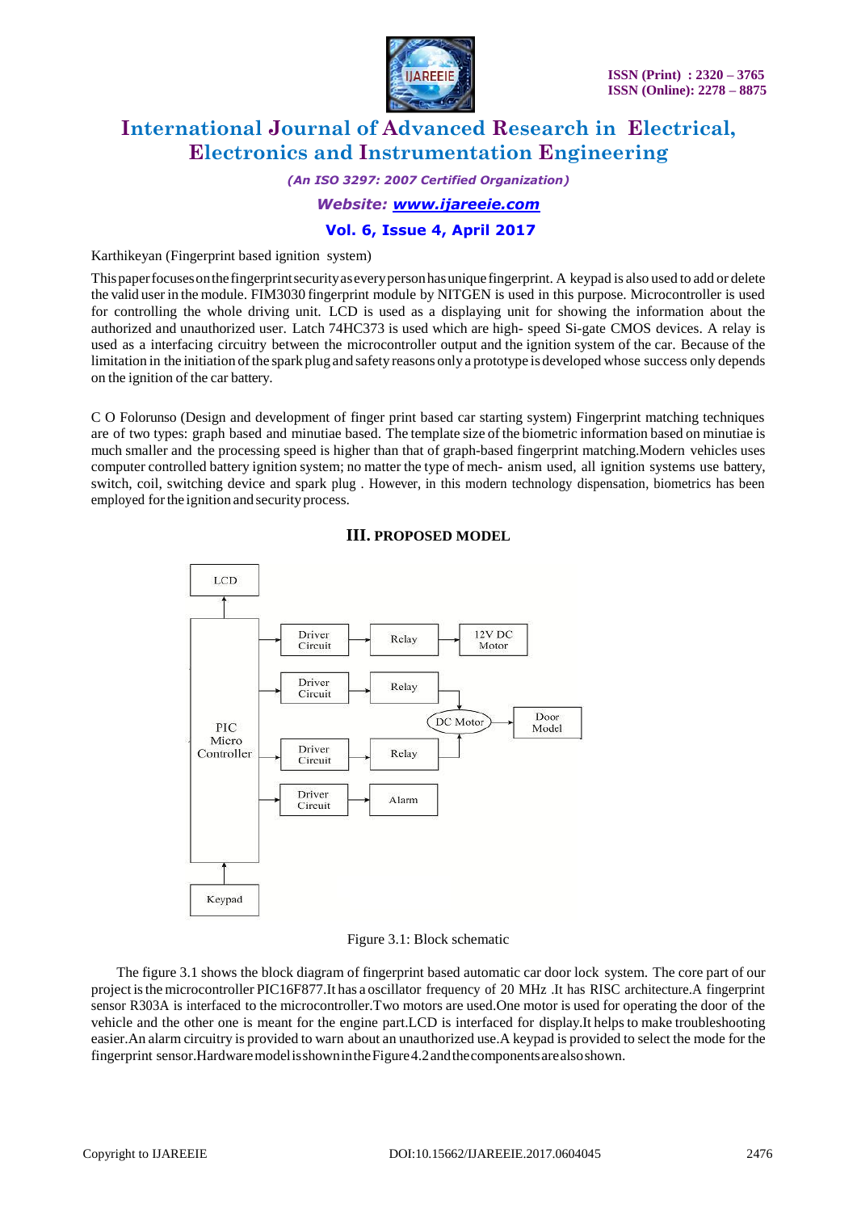Karthikeyan (Fingerprint based ignition system)

This paper focuses on the fingerprint security as every person has unique fingerprint. A keypad is also used to add or delete the valid user in the module. FIM3030 fingerprint module by NITGEN is used in this purpose. Microcontroller is used for controlling the whole driving unit. LCD is used as a displaying unit for showing the information about the authorized and unauthorized user. Latch 74HC373 is used which are high- speed Si-gate CMOS devices. A relay is used as a interfacing circuitry between the microcontroller output and the ignition system of the car. Because of the limitation in the initiation of the spark plug and safety reasons only a prototype is developed whose success only depends on the ignition of the car battery.

C O Folorunso (Design and development of finger print based car starting system) Fingerprint matching techniques are of two types: graph based and minutiae based. The template size of the biometric information based on minutiae is much smaller and the processing speed is higher than that of graph-based fingerprint matching.Modern vehicles uses computer controlled battery ignition system; no matter the type of mech- anism used, all ignition systems use battery, switch, coil, switching device and spark plug . However, in this modern technology dispensation, biometrics has been employed for the ignition and security process.

## III. PROPOSED MODEL

Figure 3.1: Block schematic

The figure 3.1 shows the block diagram of fingerprint based automatic car door lock system. The core part of our project is the microcontroller PIC16F877.It has a oscillator frequency of 20 MHz .It has RISC architecture.A fingerprint sensor R303A is interfaced to the microcontroller.Two motors are used.One motor is used for operating the door of the vehicle and the other one is meant for the engine part.LCD is interfaced for display.It helps to make troubleshooting easier.An alarm circuitry is provided to warn about an unauthorized use.A keypad is provided to select the mode for the fingerprint sensor.Hardware model is shown in the Figure 4.2 and the components are also shown.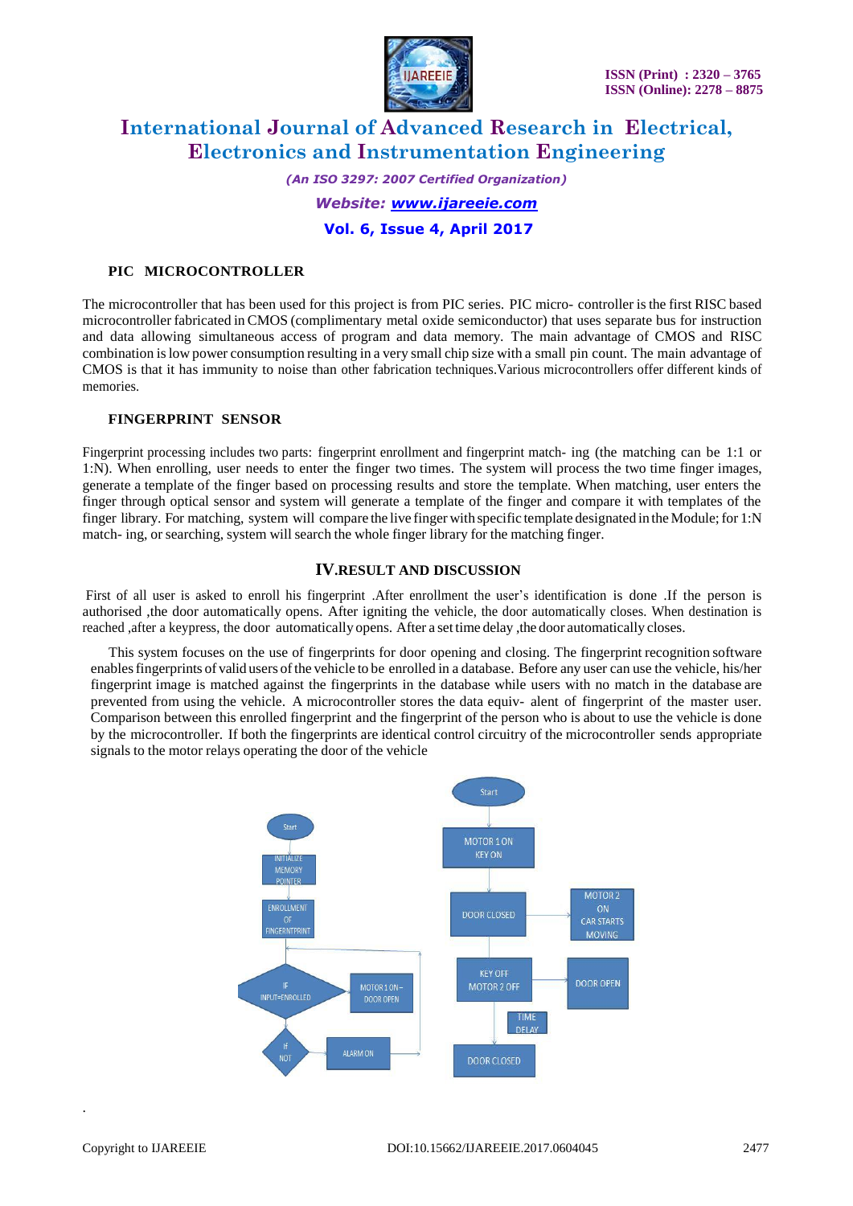### PIC MICROCONTROLLER

The microcontroller that has been used for this project is from PIC series. PIC micro- controller is the first RISC based microcontroller fabricated in CMOS (complimentary metal oxide semiconductor) that uses separate bus for instruction and data allowing simultaneous access of program and data memory. The main advantage of CMOS and RISC combination is low power consumption resulting in a very small chip size with a small pin count. The main advantage of CMOS is that it has immunity to noise than other fabrication techniques.Various microcontrollers offer different kinds of memories.

### FINGERPRINT SENSOR

Fingerprint processing includes two parts: fingerprint enrollment and fingerprint match- ing (the matching can be 1:1 or 1:N). When enrolling, user needs to enter the finger two times. The system will process the two time finger images, generate a template of the finger based on processing results and store the template. When matching, user enters the finger through optical sensor and system will generate a template of the finger and compare it with templates of the finger library. For matching, system will compare the live finger with specific template designated in the Module; for 1:N match- ing, or searching, system will search the whole finger library for the matching finger.

## IV.RESULT AND DISCUSSION

First of all user is asked to enroll his fingerprint .After enrollment the user's identification is done .If the person is authorised ,the door automatically opens. After igniting the vehicle, the door automatically closes. When destination is reached ,after a keypress, the door automatically opens. After a set time delay ,the door automatically closes.

This system focuses on the use of fingerprints for door opening and closing. The fingerprint recognition software enables fingerprints of valid users of the vehicle to be enrolled in a database. Before any user can use the vehicle, his/her fingerprint image is matched against the fingerprints in the database while users with no match in the database are prevented from using the vehicle. A microcontroller stores the data equiv- alent of fingerprint of the master user. Comparison between this enrolled fingerprint and the fingerprint of the person who is about to use the vehicle is done by the microcontroller. If both the fingerprints are identical control circuitry of the microcontroller sends appropriate signals to the motor relays operating the door of the vehicle

Start → INITIALIZE MEMORY POINTER → ENROLLMENT OF FINGERNTPRINT → IF INPUT=ENROLLED → MOTOR 1 ON– DOOR OPEN; IF NOT → ALARM ON

Start → MOTOR 1 ON KEY ON → DOOR CLOSED → MOTOR 2 ON CAR STARTS MOVING; KEY OFF MOTOR 2 OFF → DOOR OPEN; TIME DELAY → DOOR CLOSED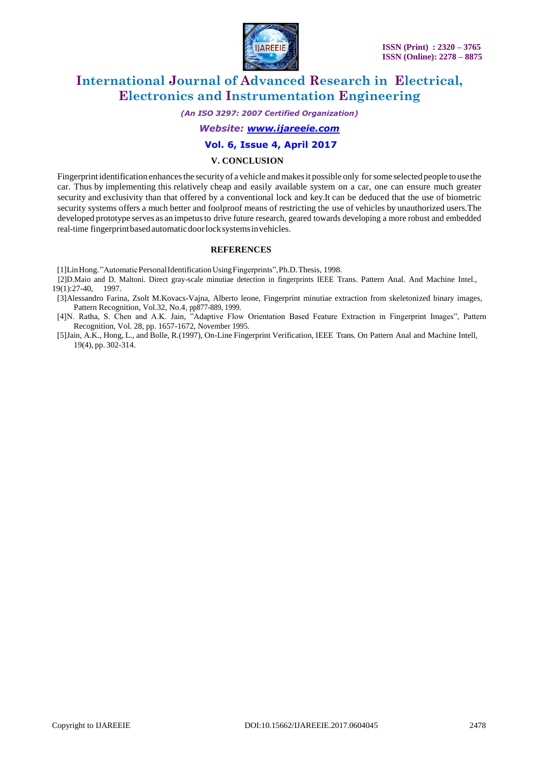## V. CONCLUSION

Fingerprint identification enhances the security of a vehicle and makes it possible only for some selected people to use the car. Thus by implementing this relatively cheap and easily available system on a car, one can ensure much greater security and exclusivity than that offered by a conventional lock and key.It can be deduced that the use of biometric security systems offers a much better and foolproof means of restricting the use of vehicles by unauthorized users.The developed prototype serves as an impetus to drive future research, geared towards developing a more robust and embedded real-time fingerprint based automatic door lock systems in vehicles.

## REFERENCES

[1]Lin Hong. "Automatic Personal Identification Using Fingerprints", Ph.D. Thesis, 1998.

[2]D.Maio and D. Maltoni. Direct gray-scale minutiae detection in fingerprints IEEE Trans. Pattern Anal. And Machine Intel., 19(1):27-40, 1997.

[3]Alessandro Farina, Zsolt M.Kovacs-Vajna, Alberto leone, Fingerprint minutiae extraction from skeletonized binary images, Pattern Recognition, Vol.32, No.4, pp877-889, 1999.

[4]N. Ratha, S. Chen and A.K. Jain, "Adaptive Flow Orientation Based Feature Extraction in Fingerprint Images", Pattern Recognition, Vol. 28, pp. 1657-1672, November 1995.

[5]Jain, A.K., Hong, L., and Bolle, R.(1997), On-Line Fingerprint Verification, IEEE Trans. On Pattern Anal and Machine Intell, 19(4), pp. 302-314.